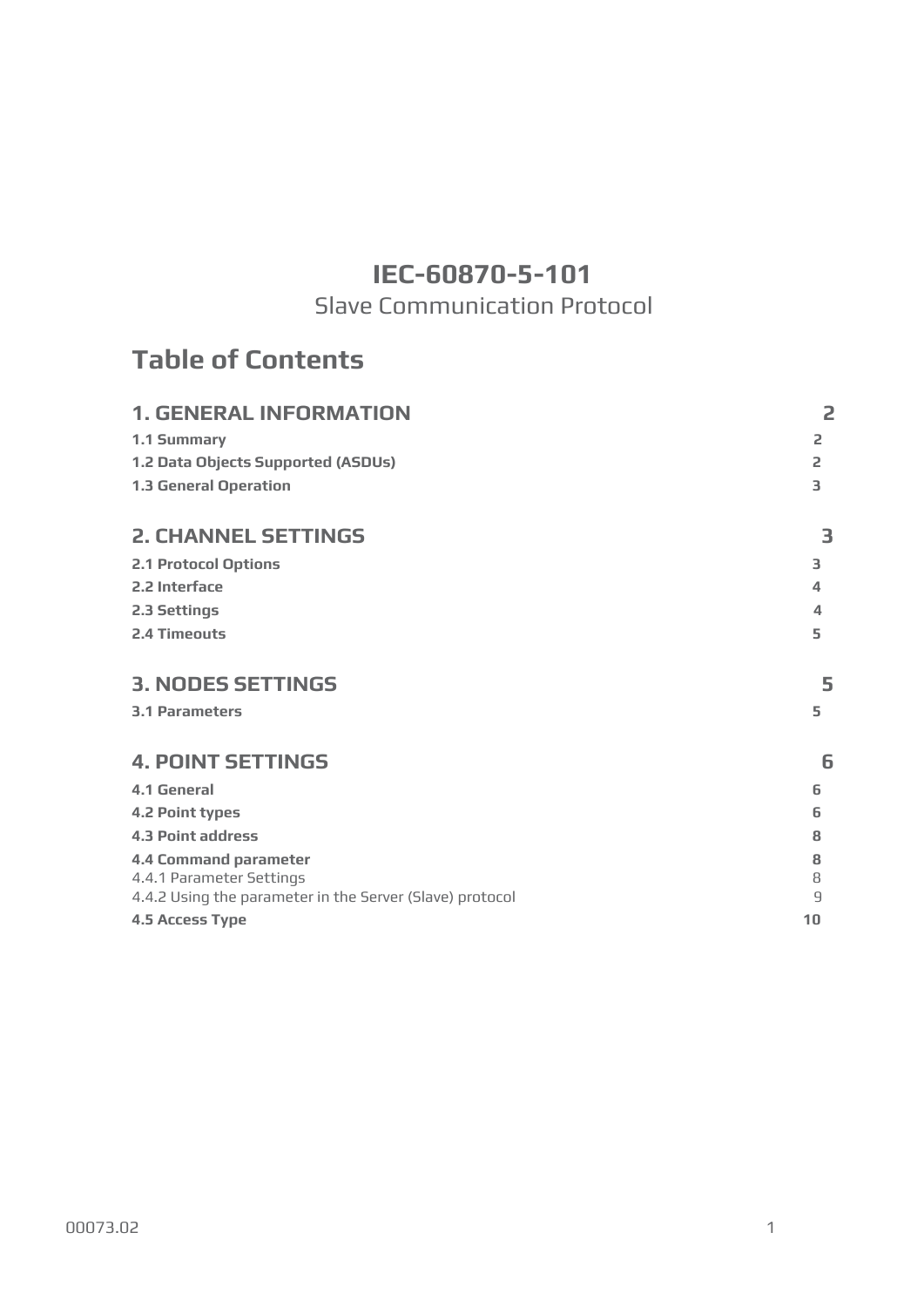# IEC-60870-5-101

Slave Communication Protocol

## Table of Contents

| | |
|---|---|
| **1. GENERAL INFORMATION** | **2** |
| **1.1 Summary** | **2** |
| **1.2 Data Objects Supported (ASDUs)** | **2** |
| **1.3 General Operation** | **3** |
| **2. CHANNEL SETTINGS** | **3** |
| **2.1 Protocol Options** | **3** |
| **2.2 Interface** | **4** |
| **2.3 Settings** | **4** |
| **2.4 Timeouts** | **5** |
| **3. NODES SETTINGS** | **5** |
| **3.1 Parameters** | **5** |
| **4. POINT SETTINGS** | **6** |
| **4.1 General** | **6** |
| **4.2 Point types** | **6** |
| **4.3 Point address** | **8** |
| **4.4 Command parameter** | **8** |
| 4.4.1 Parameter Settings | 8 |
| 4.4.2 Using the parameter in the Server (Slave) protocol | 9 |
| **4.5 Access Type** | **10** |

00073.02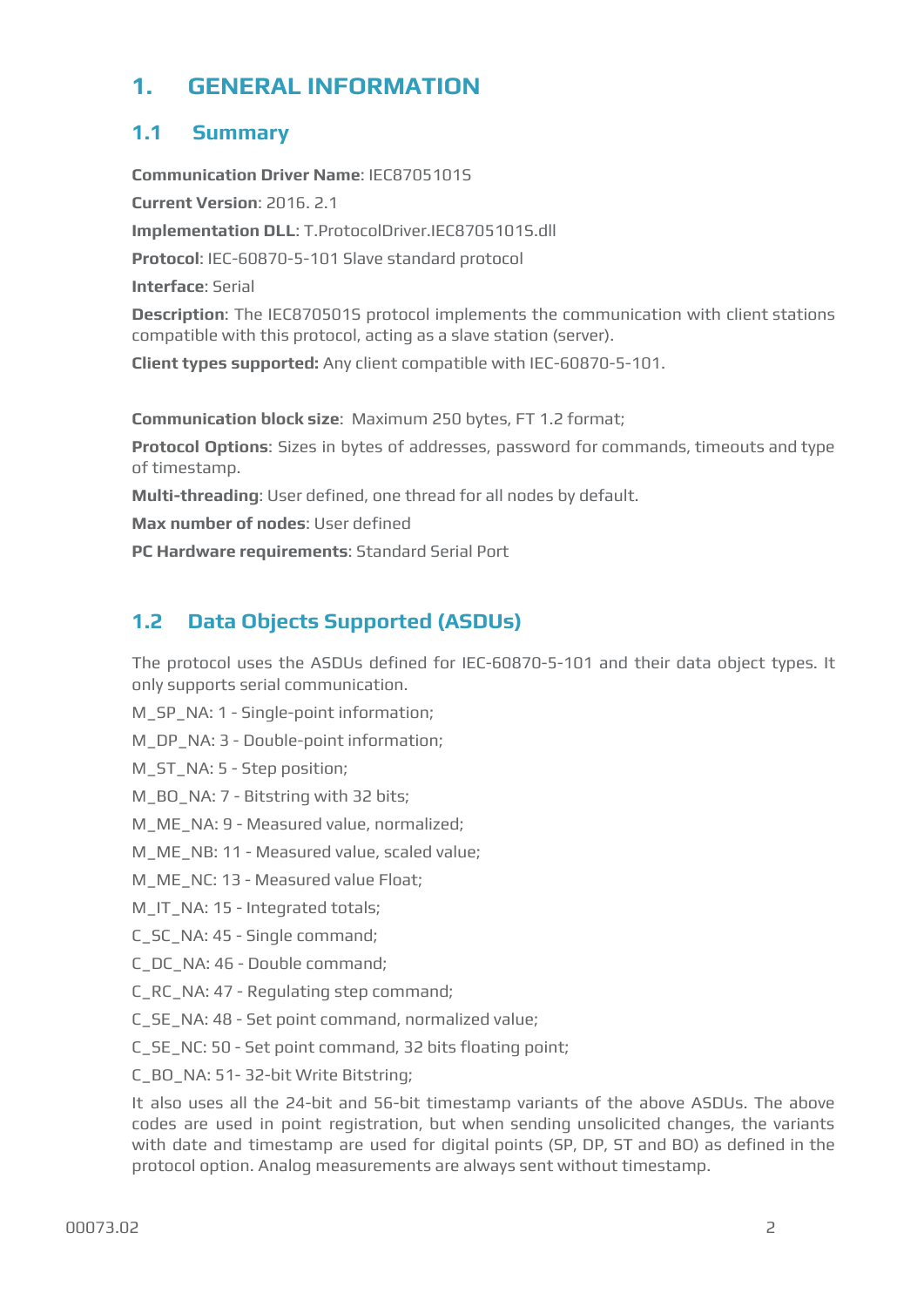# 1. GENERAL INFORMATION

## 1.1 Summary

**Communication Driver Name**: IEC8705101S

**Current Version**: 2016. 2.1

**Implementation DLL**: T.ProtocolDriver.IEC8705101S.dll

**Protocol**: IEC-60870-5-101 Slave standard protocol

**Interface**: Serial

**Description**: The IEC870501S protocol implements the communication with client stations compatible with this protocol, acting as a slave station (server).

**Client types supported:** Any client compatible with IEC-60870-5-101.

**Communication block size**: Maximum 250 bytes, FT 1.2 format;

**Protocol Options**: Sizes in bytes of addresses, password for commands, timeouts and type of timestamp.

**Multi-threading**: User defined, one thread for all nodes by default.

**Max number of nodes**: User defined

**PC Hardware requirements**: Standard Serial Port

## 1.2 Data Objects Supported (ASDUs)

The protocol uses the ASDUs defined for IEC-60870-5-101 and their data object types. It only supports serial communication.

M_SP_NA: 1 - Single-point information;

M_DP_NA: 3 - Double-point information;

M_ST_NA: 5 - Step position;

M_BO_NA: 7 - Bitstring with 32 bits;

M_ME_NA: 9 - Measured value, normalized;

M_ME_NB: 11 - Measured value, scaled value;

M_ME_NC: 13 - Measured value Float;

M_IT_NA: 15 - Integrated totals;

C_SC_NA: 45 - Single command;

C_DC_NA: 46 - Double command;

C_RC_NA: 47 - Regulating step command;

C_SE_NA: 48 - Set point command, normalized value;

C_SE_NC: 50 - Set point command, 32 bits floating point;

C_BO_NA: 51- 32-bit Write Bitstring;

It also uses all the 24-bit and 56-bit timestamp variants of the above ASDUs. The above codes are used in point registration, but when sending unsolicited changes, the variants with date and timestamp are used for digital points (SP, DP, ST and BO) as defined in the protocol option. Analog measurements are always sent without timestamp.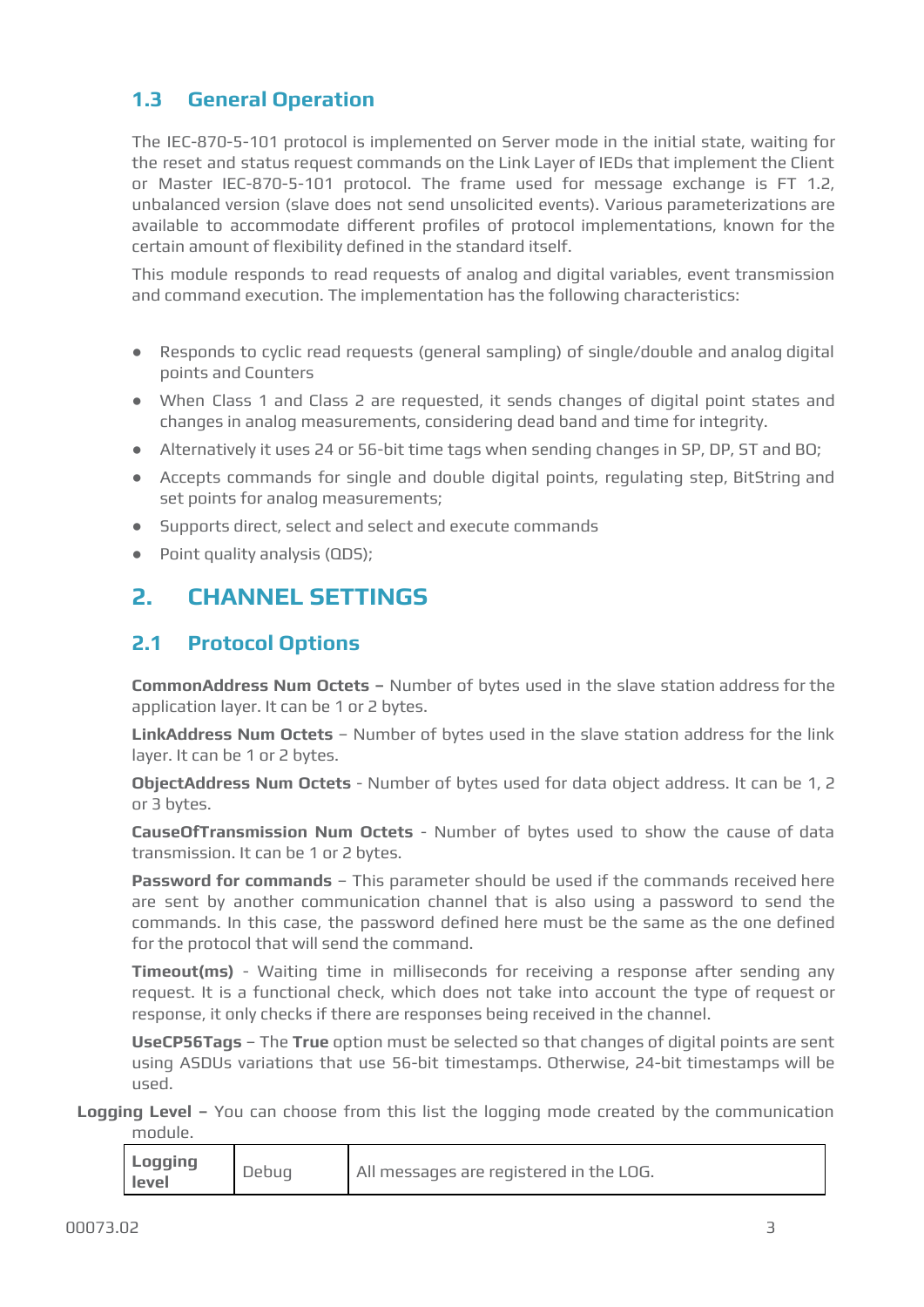## 1.3 General Operation

The IEC-870-5-101 protocol is implemented on Server mode in the initial state, waiting for the reset and status request commands on the Link Layer of IEDs that implement the Client or Master IEC-870-5-101 protocol. The frame used for message exchange is FT 1.2, unbalanced version (slave does not send unsolicited events). Various parameterizations are available to accommodate different profiles of protocol implementations, known for the certain amount of flexibility defined in the standard itself.

This module responds to read requests of analog and digital variables, event transmission and command execution. The implementation has the following characteristics:

- Responds to cyclic read requests (general sampling) of single/double and analog digital points and Counters
- When Class 1 and Class 2 are requested, it sends changes of digital point states and changes in analog measurements, considering dead band and time for integrity.
- Alternatively it uses 24 or 56-bit time tags when sending changes in SP, DP, ST and BO;
- Accepts commands for single and double digital points, regulating step, BitString and set points for analog measurements;
- Supports direct, select and select and execute commands
- Point quality analysis (QDS);

# 2. CHANNEL SETTINGS

## 2.1 Protocol Options

**CommonAddress Num Octets –** Number of bytes used in the slave station address for the application layer. It can be 1 or 2 bytes.

**LinkAddress Num Octets** – Number of bytes used in the slave station address for the link layer. It can be 1 or 2 bytes.

**ObjectAddress Num Octets** - Number of bytes used for data object address. It can be 1, 2 or 3 bytes.

**CauseOfTransmission Num Octets** - Number of bytes used to show the cause of data transmission. It can be 1 or 2 bytes.

**Password for commands** – This parameter should be used if the commands received here are sent by another communication channel that is also using a password to send the commands. In this case, the password defined here must be the same as the one defined for the protocol that will send the command.

**Timeout(ms)** - Waiting time in milliseconds for receiving a response after sending any request. It is a functional check, which does not take into account the type of request or response, it only checks if there are responses being received in the channel.

**UseCP56Tags** – The **True** option must be selected so that changes of digital points are sent using ASDUs variations that use 56-bit timestamps. Otherwise, 24-bit timestamps will be used.

**Logging Level –** You can choose from this list the logging mode created by the communication module.

| **Logging level** | Debug | All messages are registered in the LOG. |
|---|---|---|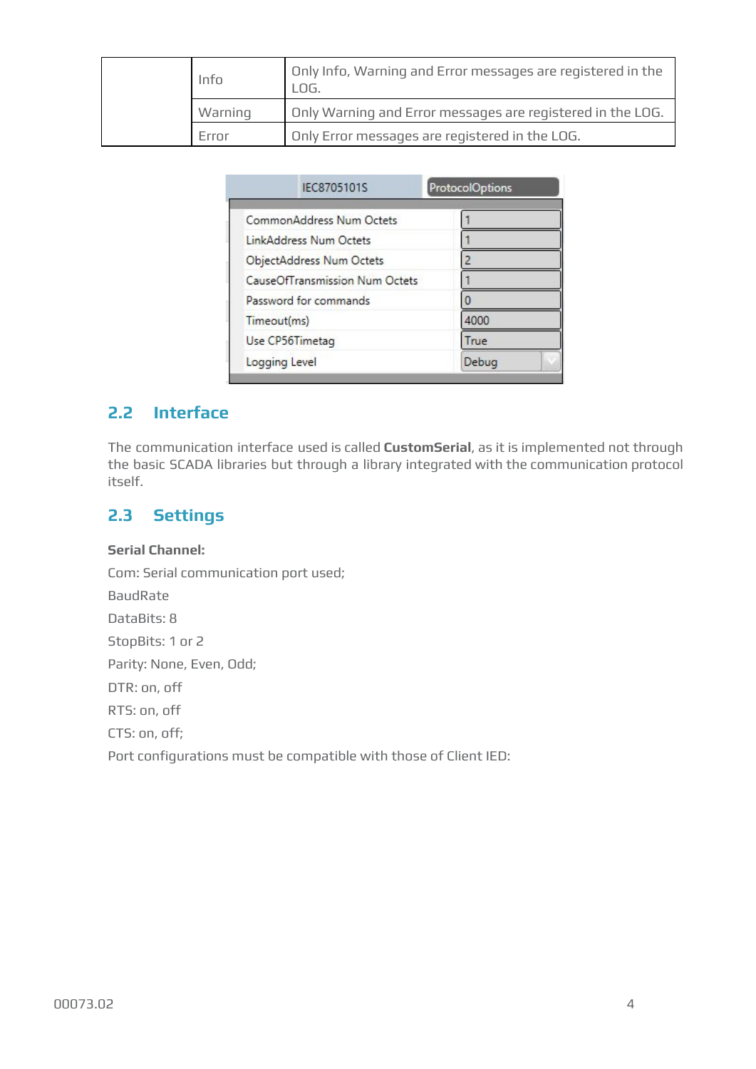|  | Info | Only Info, Warning and Error messages are registered in the LOG. |
|---|---|---|
|  | Warning | Only Warning and Error messages are registered in the LOG. |
|  | Error | Only Error messages are registered in the LOG. |

| IEC8705101S | ProtocolOptions |
|---|---|
| CommonAddress Num Octets | 1 |
| LinkAddress Num Octets | 1 |
| ObjectAddress Num Octets | 2 |
| CauseOfTransmission Num Octets | 1 |
| Password for commands | 0 |
| Timeout(ms) | 4000 |
| Use CP56Timetag | True |
| Logging Level | Debug |

## 2.2 Interface

The communication interface used is called **CustomSerial**, as it is implemented not through the basic SCADA libraries but through a library integrated with the communication protocol itself.

## 2.3 Settings

**Serial Channel:**

Com: Serial communication port used;

BaudRate

DataBits: 8

StopBits: 1 or 2

Parity: None, Even, Odd;

DTR: on, off

RTS: on, off

CTS: on, off;

Port configurations must be compatible with those of Client IED: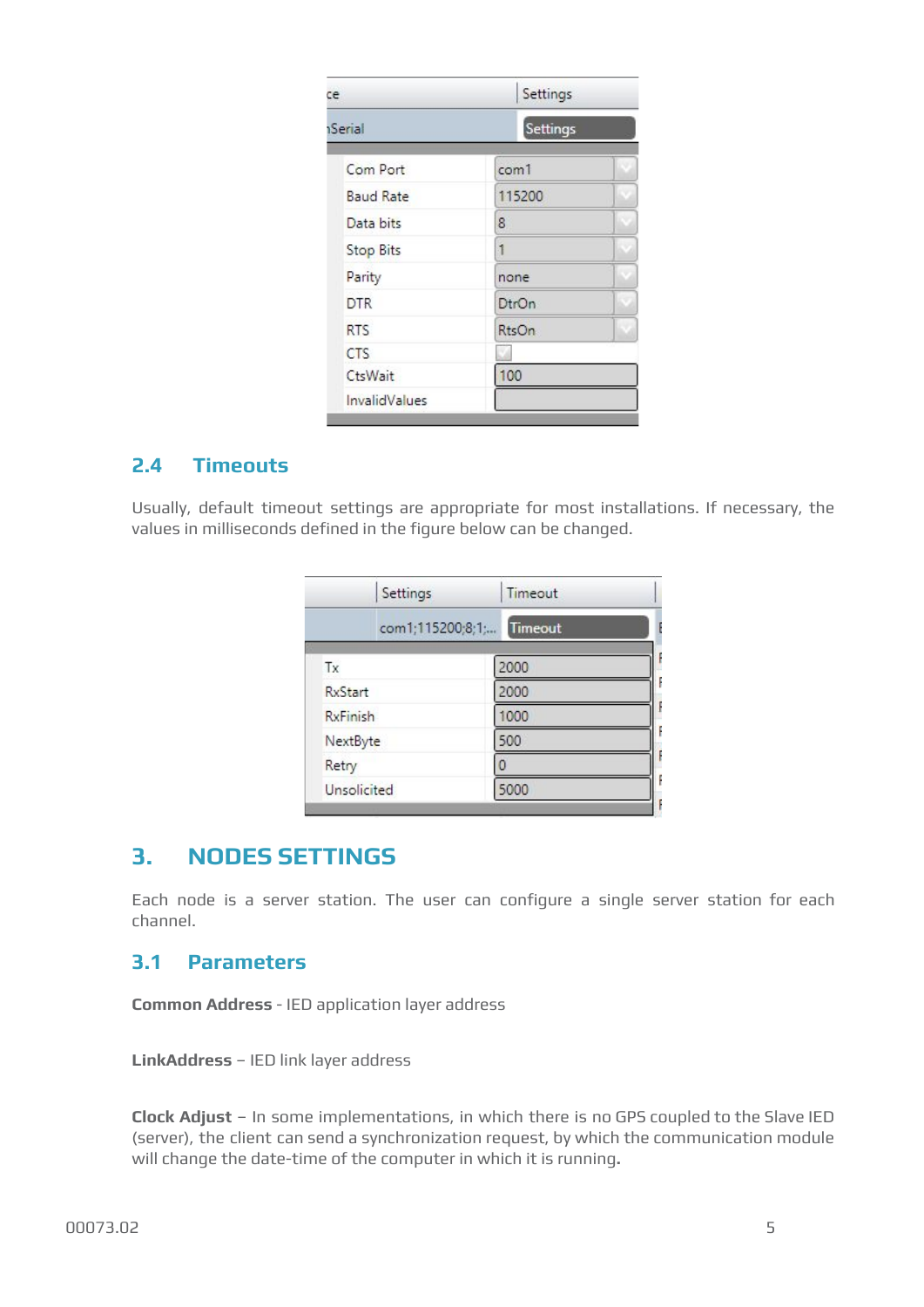| ce | Settings |
| --- | --- |
| Serial | Settings |
| Com Port | com1 |
| Baud Rate | 115200 |
| Data bits | 8 |
| Stop Bits | 1 |
| Parity | none |
| DTR | DtrOn |
| RTS | RtsOn |
| CTS | |
| CtsWait | 100 |
| InvalidValues | |

## 2.4 Timeouts

Usually, default timeout settings are appropriate for most installations. If necessary, the values in milliseconds defined in the figure below can be changed.

| Settings | Timeout |
| --- | --- |
| com1;115200;8;1;... | Timeout |
| Tx | 2000 |
| RxStart | 2000 |
| RxFinish | 1000 |
| NextByte | 500 |
| Retry | 0 |
| Unsolicited | 5000 |

# 3. NODES SETTINGS

Each node is a server station. The user can configure a single server station for each channel.

## 3.1 Parameters

**Common Address** - IED application layer address

**LinkAddress** – IED link layer address

**Clock Adjust** – In some implementations, in which there is no GPS coupled to the Slave IED (server), the client can send a synchronization request, by which the communication module will change the date-time of the computer in which it is running.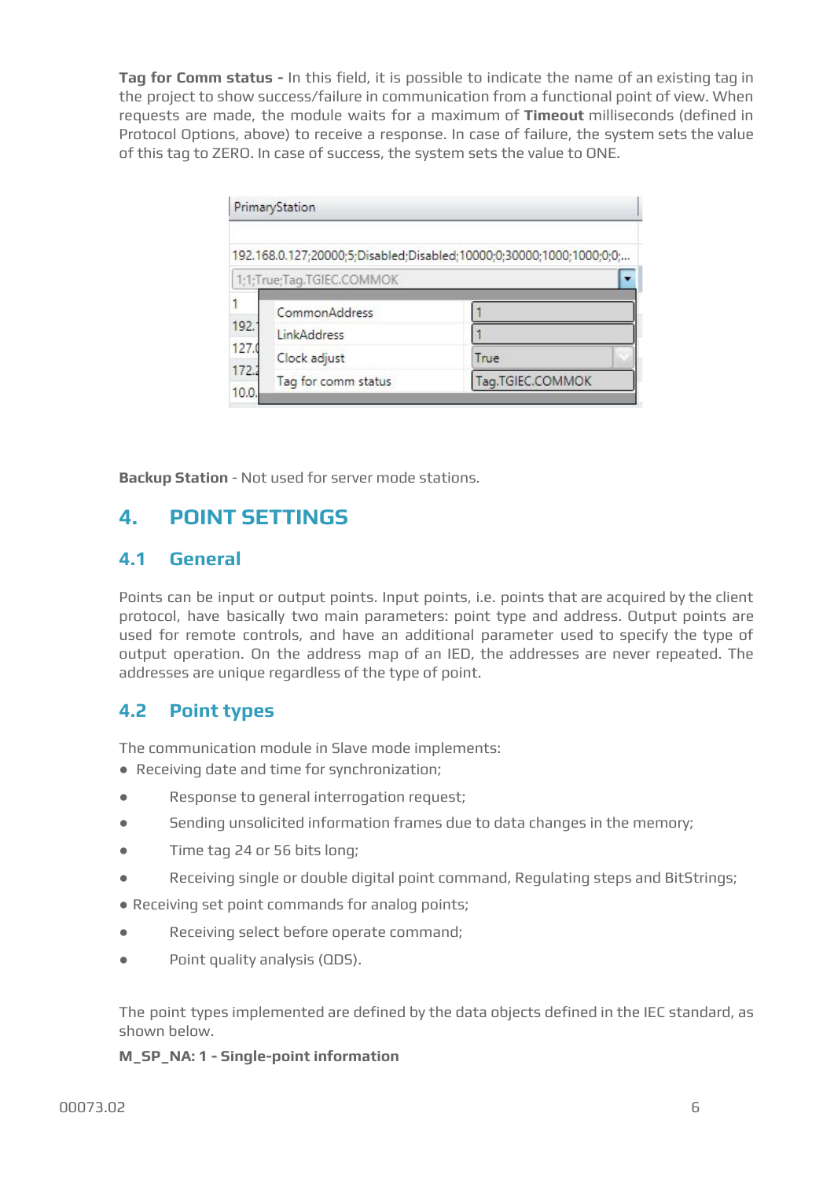**Tag for Comm status -** In this field, it is possible to indicate the name of an existing tag in the project to show success/failure in communication from a functional point of view. When requests are made, the module waits for a maximum of **Timeout** milliseconds (defined in Protocol Options, above) to receive a response. In case of failure, the system sets the value of this tag to ZERO. In case of success, the system sets the value to ONE.

**Backup Station** - Not used for server mode stations.

# 4. POINT SETTINGS

## 4.1 General

Points can be input or output points. Input points, i.e. points that are acquired by the client protocol, have basically two main parameters: point type and address. Output points are used for remote controls, and have an additional parameter used to specify the type of output operation. On the address map of an IED, the addresses are never repeated. The addresses are unique regardless of the type of point.

## 4.2 Point types

The communication module in Slave mode implements:

- Receiving date and time for synchronization;
- Response to general interrogation request;
- Sending unsolicited information frames due to data changes in the memory;
- Time tag 24 or 56 bits long;
- Receiving single or double digital point command, Regulating steps and BitStrings;
- Receiving set point commands for analog points;
- Receiving select before operate command;
- Point quality analysis (QDS).

The point types implemented are defined by the data objects defined in the IEC standard, as shown below.

**M_SP_NA: 1 - Single-point information**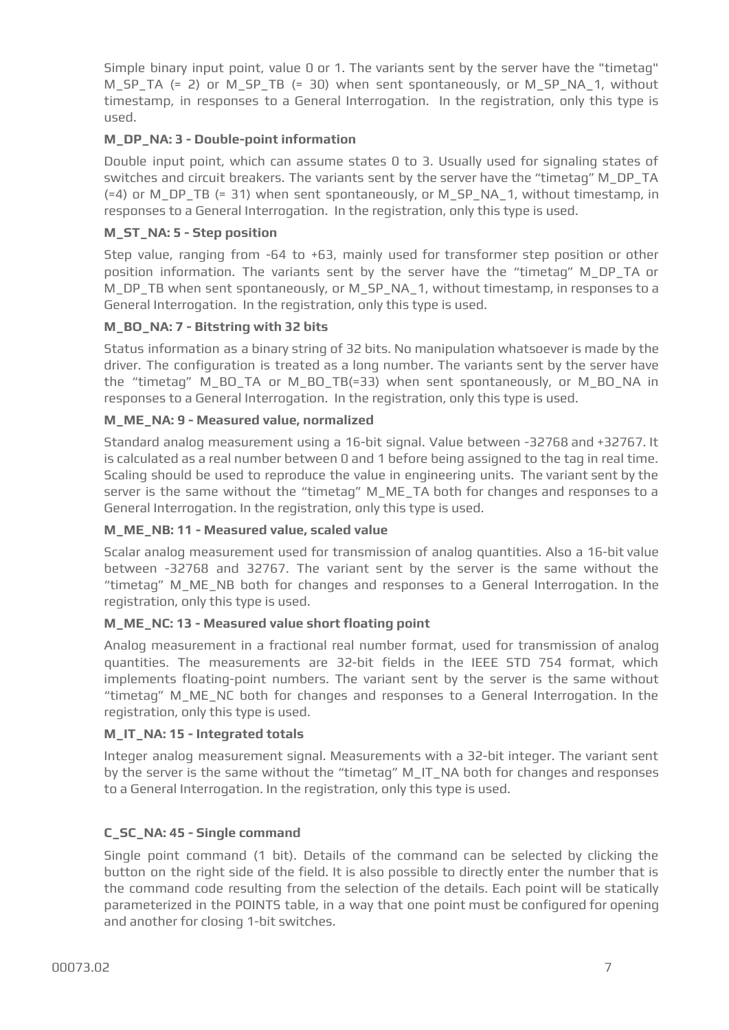Simple binary input point, value 0 or 1. The variants sent by the server have the "timetag" M_SP_TA (= 2) or M_SP_TB (= 30) when sent spontaneously, or M_SP_NA_1, without timestamp, in responses to a General Interrogation. In the registration, only this type is used.

**M_DP_NA: 3 - Double-point information**

Double input point, which can assume states 0 to 3. Usually used for signaling states of switches and circuit breakers. The variants sent by the server have the "timetag" M_DP_TA (=4) or M_DP_TB (= 31) when sent spontaneously, or M_SP_NA_1, without timestamp, in responses to a General Interrogation. In the registration, only this type is used.

**M_ST_NA: 5 - Step position**

Step value, ranging from -64 to +63, mainly used for transformer step position or other position information. The variants sent by the server have the "timetag" M_DP_TA or M_DP_TB when sent spontaneously, or M_SP_NA_1, without timestamp, in responses to a General Interrogation. In the registration, only this type is used.

**M_BO_NA: 7 - Bitstring with 32 bits**

Status information as a binary string of 32 bits. No manipulation whatsoever is made by the driver. The configuration is treated as a long number. The variants sent by the server have the "timetag" M_BO_TA or M_BO_TB(=33) when sent spontaneously, or M_BO_NA in responses to a General Interrogation. In the registration, only this type is used.

**M_ME_NA: 9 - Measured value, normalized**

Standard analog measurement using a 16-bit signal. Value between -32768 and +32767. It is calculated as a real number between 0 and 1 before being assigned to the tag in real time. Scaling should be used to reproduce the value in engineering units. The variant sent by the server is the same without the "timetag" M_ME_TA both for changes and responses to a General Interrogation. In the registration, only this type is used.

**M_ME_NB: 11 - Measured value, scaled value**

Scalar analog measurement used for transmission of analog quantities. Also a 16-bit value between -32768 and 32767. The variant sent by the server is the same without the "timetag" M_ME_NB both for changes and responses to a General Interrogation. In the registration, only this type is used.

**M_ME_NC: 13 - Measured value short floating point**

Analog measurement in a fractional real number format, used for transmission of analog quantities. The measurements are 32-bit fields in the IEEE STD 754 format, which implements floating-point numbers. The variant sent by the server is the same without "timetag" M_ME_NC both for changes and responses to a General Interrogation. In the registration, only this type is used.

**M_IT_NA: 15 - Integrated totals**

Integer analog measurement signal. Measurements with a 32-bit integer. The variant sent by the server is the same without the "timetag" M_IT_NA both for changes and responses to a General Interrogation. In the registration, only this type is used.

**C_SC_NA: 45 - Single command**

Single point command (1 bit). Details of the command can be selected by clicking the button on the right side of the field. It is also possible to directly enter the number that is the command code resulting from the selection of the details. Each point will be statically parameterized in the POINTS table, in a way that one point must be configured for opening and another for closing 1-bit switches.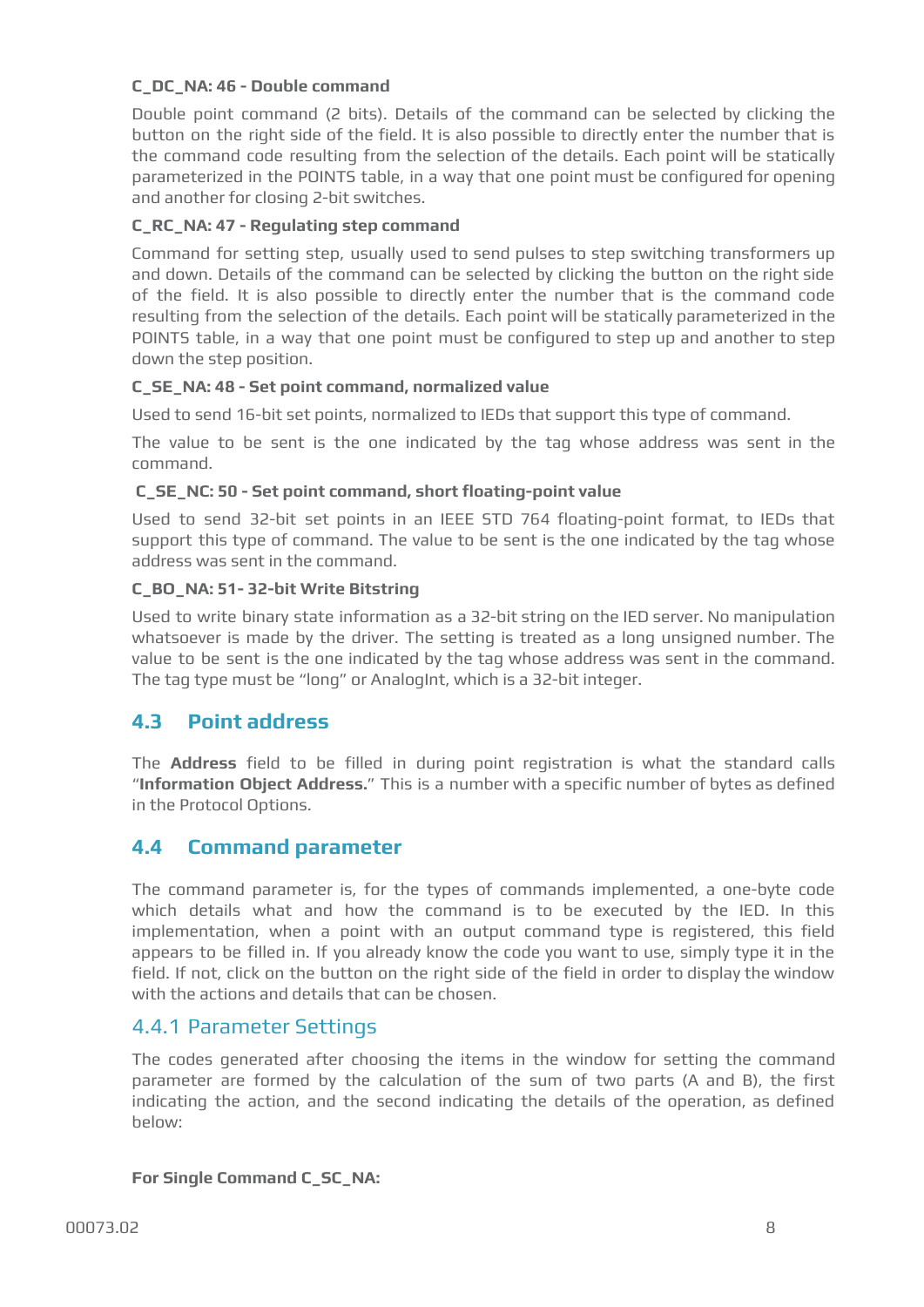**C_DC_NA: 46 - Double command**

Double point command (2 bits). Details of the command can be selected by clicking the button on the right side of the field. It is also possible to directly enter the number that is the command code resulting from the selection of the details. Each point will be statically parameterized in the POINTS table, in a way that one point must be configured for opening and another for closing 2-bit switches.

**C_RC_NA: 47 - Regulating step command**

Command for setting step, usually used to send pulses to step switching transformers up and down. Details of the command can be selected by clicking the button on the right side of the field. It is also possible to directly enter the number that is the command code resulting from the selection of the details. Each point will be statically parameterized in the POINTS table, in a way that one point must be configured to step up and another to step down the step position.

**C_SE_NA: 48 - Set point command, normalized value**

Used to send 16-bit set points, normalized to IEDs that support this type of command.

The value to be sent is the one indicated by the tag whose address was sent in the command.

**C_SE_NC: 50 - Set point command, short floating-point value**

Used to send 32-bit set points in an IEEE STD 764 floating-point format, to IEDs that support this type of command. The value to be sent is the one indicated by the tag whose address was sent in the command.

**C_BO_NA: 51- 32-bit Write Bitstring**

Used to write binary state information as a 32-bit string on the IED server. No manipulation whatsoever is made by the driver. The setting is treated as a long unsigned number. The value to be sent is the one indicated by the tag whose address was sent in the command. The tag type must be "long" or AnalogInt, which is a 32-bit integer.

## 4.3 Point address

The **Address** field to be filled in during point registration is what the standard calls "**Information Object Address.**" This is a number with a specific number of bytes as defined in the Protocol Options.

## 4.4 Command parameter

The command parameter is, for the types of commands implemented, a one-byte code which details what and how the command is to be executed by the IED. In this implementation, when a point with an output command type is registered, this field appears to be filled in. If you already know the code you want to use, simply type it in the field. If not, click on the button on the right side of the field in order to display the window with the actions and details that can be chosen.

### 4.4.1 Parameter Settings

The codes generated after choosing the items in the window for setting the command parameter are formed by the calculation of the sum of two parts (A and B), the first indicating the action, and the second indicating the details of the operation, as defined below:

**For Single Command C_SC_NA:**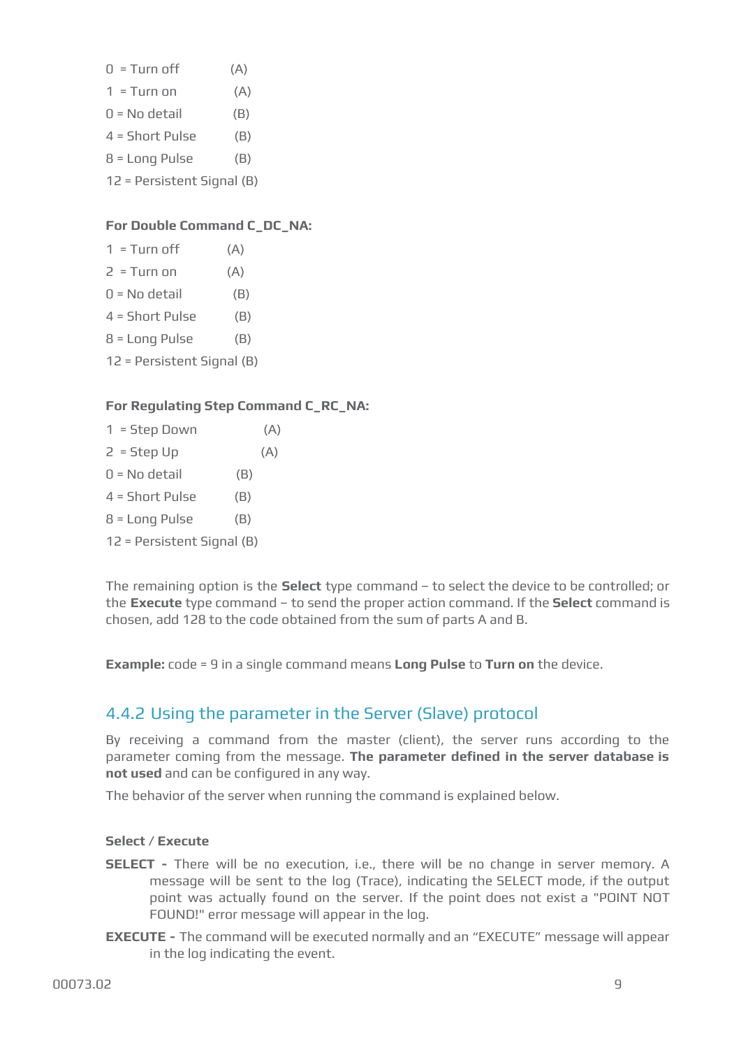0 = Turn off (A)

1 = Turn on (A)

0 = No detail (B)

4 = Short Pulse (B)

8 = Long Pulse (B)

12 = Persistent Signal (B)

**For Double Command C_DC_NA:**

1 = Turn off (A)

2 = Turn on (A)

0 = No detail (B)

4 = Short Pulse (B)

8 = Long Pulse (B)

12 = Persistent Signal (B)

**For Regulating Step Command C_RC_NA:**

1 = Step Down (A)

2 = Step Up (A)

0 = No detail (B)

4 = Short Pulse (B)

8 = Long Pulse (B)

12 = Persistent Signal (B)

The remaining option is the **Select** type command – to select the device to be controlled; or the **Execute** type command – to send the proper action command. If the **Select** command is chosen, add 128 to the code obtained from the sum of parts A and B.

**Example:** code = 9 in a single command means **Long Pulse** to **Turn on** the device.

## 4.4.2 Using the parameter in the Server (Slave) protocol

By receiving a command from the master (client), the server runs according to the parameter coming from the message. **The parameter defined in the server database is not used** and can be configured in any way.

The behavior of the server when running the command is explained below.

**Select / Execute**

**SELECT -** There will be no execution, i.e., there will be no change in server memory. A message will be sent to the log (Trace), indicating the SELECT mode, if the output point was actually found on the server. If the point does not exist a "POINT NOT FOUND!" error message will appear in the log.

**EXECUTE -** The command will be executed normally and an "EXECUTE" message will appear in the log indicating the event.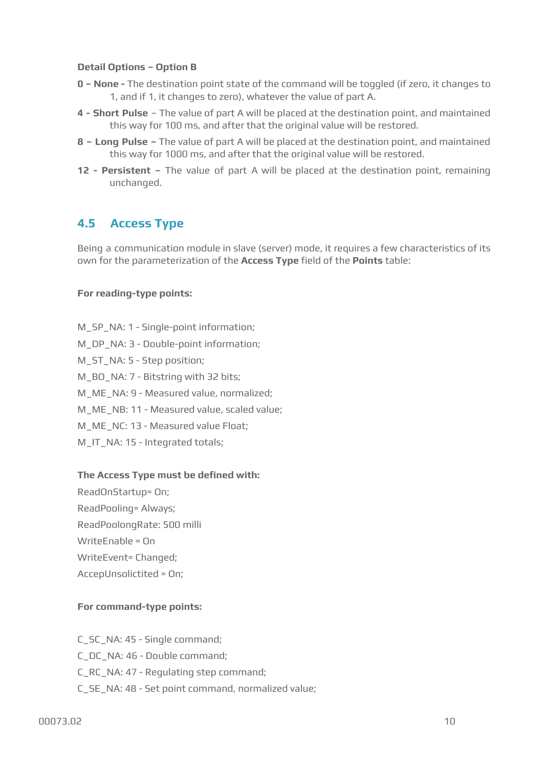**Detail Options – Option B**

**0 – None -** The destination point state of the command will be toggled (if zero, it changes to 1, and if 1, it changes to zero), whatever the value of part A.

**4 - Short Pulse** – The value of part A will be placed at the destination point, and maintained this way for 100 ms, and after that the original value will be restored.

**8 – Long Pulse –** The value of part A will be placed at the destination point, and maintained this way for 1000 ms, and after that the original value will be restored.

**12 - Persistent –** The value of part A will be placed at the destination point, remaining unchanged.

## 4.5 Access Type

Being a communication module in slave (server) mode, it requires a few characteristics of its own for the parameterization of the **Access Type** field of the **Points** table:

**For reading-type points:**

M_SP_NA: 1 - Single-point information;

M_DP_NA: 3 - Double-point information;

M_ST_NA: 5 - Step position;

M_BO_NA: 7 - Bitstring with 32 bits;

M_ME_NA: 9 - Measured value, normalized;

M_ME_NB: 11 - Measured value, scaled value;

M_ME_NC: 13 - Measured value Float;

M_IT_NA: 15 - Integrated totals;

**The Access Type must be defined with:**

ReadOnStartup= On;

ReadPooling= Always;

ReadPoolongRate: 500 milli

WriteEnable = On

WriteEvent= Changed;

AccepUnsolictited = On;

**For command-type points:**

C_SC_NA: 45 - Single command;

C_DC_NA: 46 - Double command;

C_RC_NA: 47 - Regulating step command;

C_SE_NA: 48 - Set point command, normalized value;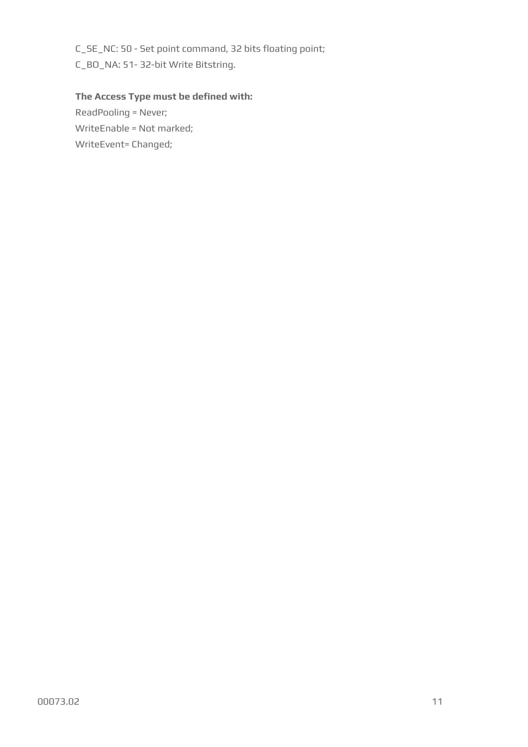C_SE_NC: 50 - Set point command, 32 bits floating point;

C_BO_NA: 51- 32-bit Write Bitstring.

**The Access Type must be defined with:**

ReadPooling = Never;

WriteEnable = Not marked;

WriteEvent= Changed;